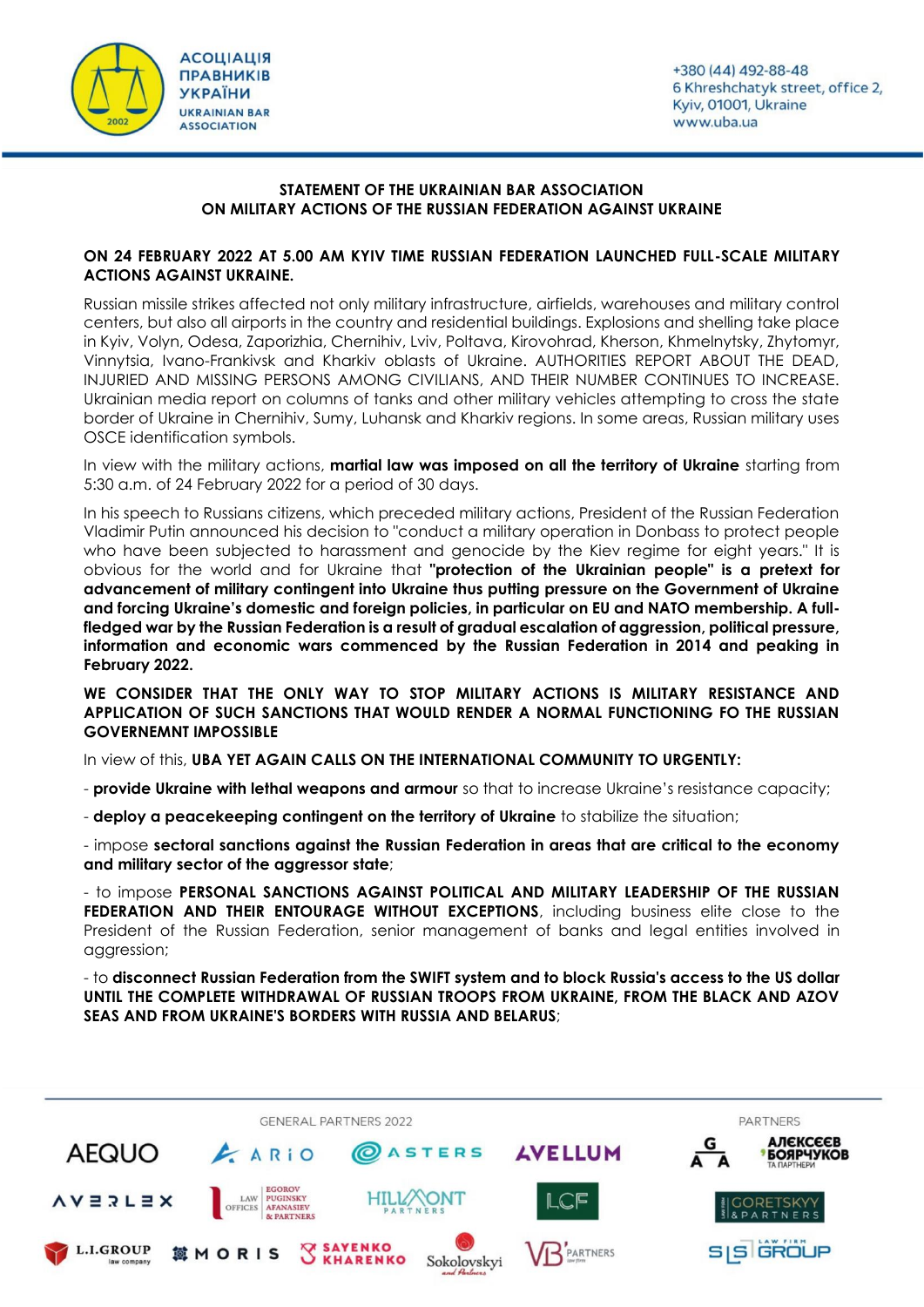## STATEMENT OF THE UKRAINIAN BAR ASSOCIATION ON MILITARY ACTIONS OF THE RUSSIAN FEDERATION AGAINST UKRAINE

**ON 24 FEBRUARY 2022 AT 5.00 AM KYIV TIME RUSSIAN FEDERATION LAUNCHED FULL-SCALE MILITARY ACTIONS AGAINST UKRAINE.**

Russian missile strikes affected not only military infrastructure, airfields, warehouses and military control centers, but also all airports in the country and residential buildings. Explosions and shelling take place in Kyiv, Volyn, Odesa, Zaporizhia, Chernihiv, Lviv, Poltava, Kirovohrad, Kherson, Khmelnytsky, Zhytomyr, Vinnytsia, Ivano-Frankivsk and Kharkiv oblasts of Ukraine. AUTHORITIES REPORT ABOUT THE DEAD, INJURIED AND MISSING PERSONS AMONG CIVILIANS, AND THEIR NUMBER CONTINUES TO INCREASE. Ukrainian media report on columns of tanks and other military vehicles attempting to cross the state border of Ukraine in Chernihiv, Sumy, Luhansk and Kharkiv regions. In some areas, Russian military uses OSCE identification symbols.

In view with the military actions, **martial law was imposed on all the territory of Ukraine** starting from 5:30 a.m. of 24 February 2022 for a period of 30 days.

In his speech to Russians citizens, which preceded military actions, President of the Russian Federation Vladimir Putin announced his decision to "conduct a military operation in Donbass to protect people who have been subjected to harassment and genocide by the Kiev regime for eight years." It is obvious for the world and for Ukraine that **"protection of the Ukrainian people" is a pretext for advancement of military contingent into Ukraine thus putting pressure on the Government of Ukraine and forcing Ukraine's domestic and foreign policies, in particular on EU and NATO membership. A full-fledged war by the Russian Federation is a result of gradual escalation of aggression, political pressure, information and economic wars commenced by the Russian Federation in 2014 and peaking in February 2022.**

**WE CONSIDER THAT THE ONLY WAY TO STOP MILITARY ACTIONS IS MILITARY RESISTANCE AND APPLICATION OF SUCH SANCTIONS THAT WOULD RENDER A NORMAL FUNCTIONING FO THE RUSSIAN GOVERNEMNT IMPOSSIBLE**

In view of this, **UBA YET AGAIN CALLS ON THE INTERNATIONAL COMMUNITY TO URGENTLY:**

- **provide Ukraine with lethal weapons and armour** so that to increase Ukraine's resistance capacity;
- **deploy a peacekeeping contingent on the territory of Ukraine** to stabilize the situation;
- impose **sectoral sanctions against the Russian Federation in areas that are critical to the economy and military sector of the aggressor state**;
- to impose **PERSONAL SANCTIONS AGAINST POLITICAL AND MILITARY LEADERSHIP OF THE RUSSIAN FEDERATION AND THEIR ENTOURAGE WITHOUT EXCEPTIONS**, including business elite close to the President of the Russian Federation, senior management of banks and legal entities involved in aggression;
- to **disconnect Russian Federation from the SWIFT system and to block Russia's access to the US dollar UNTIL THE COMPLETE WITHDRAWAL OF RUSSIAN TROOPS FROM UKRAINE, FROM THE BLACK AND AZOV SEAS AND FROM UKRAINE'S BORDERS WITH RUSSIA AND BELARUS**;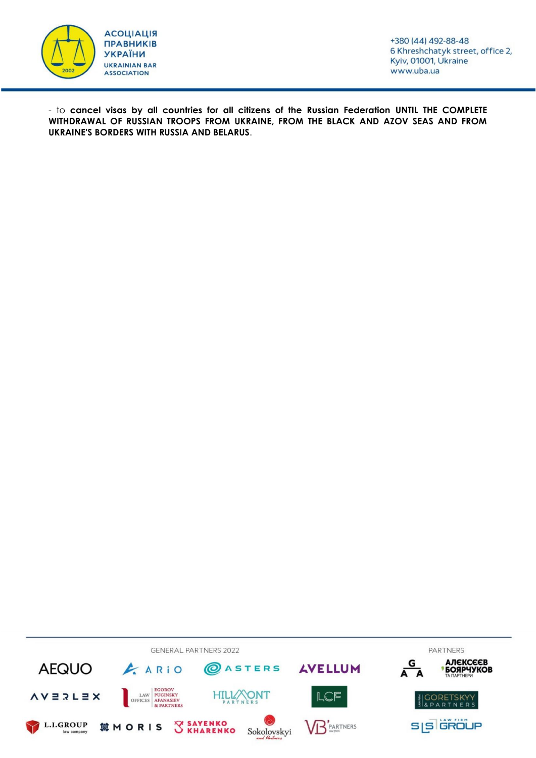- to **cancel visas by all countries for all citizens of the Russian Federation UNTIL THE COMPLETE WITHDRAWAL OF RUSSIAN TROOPS FROM UKRAINE, FROM THE BLACK AND AZOV SEAS AND FROM UKRAINE'S BORDERS WITH RUSSIA AND BELARUS**.